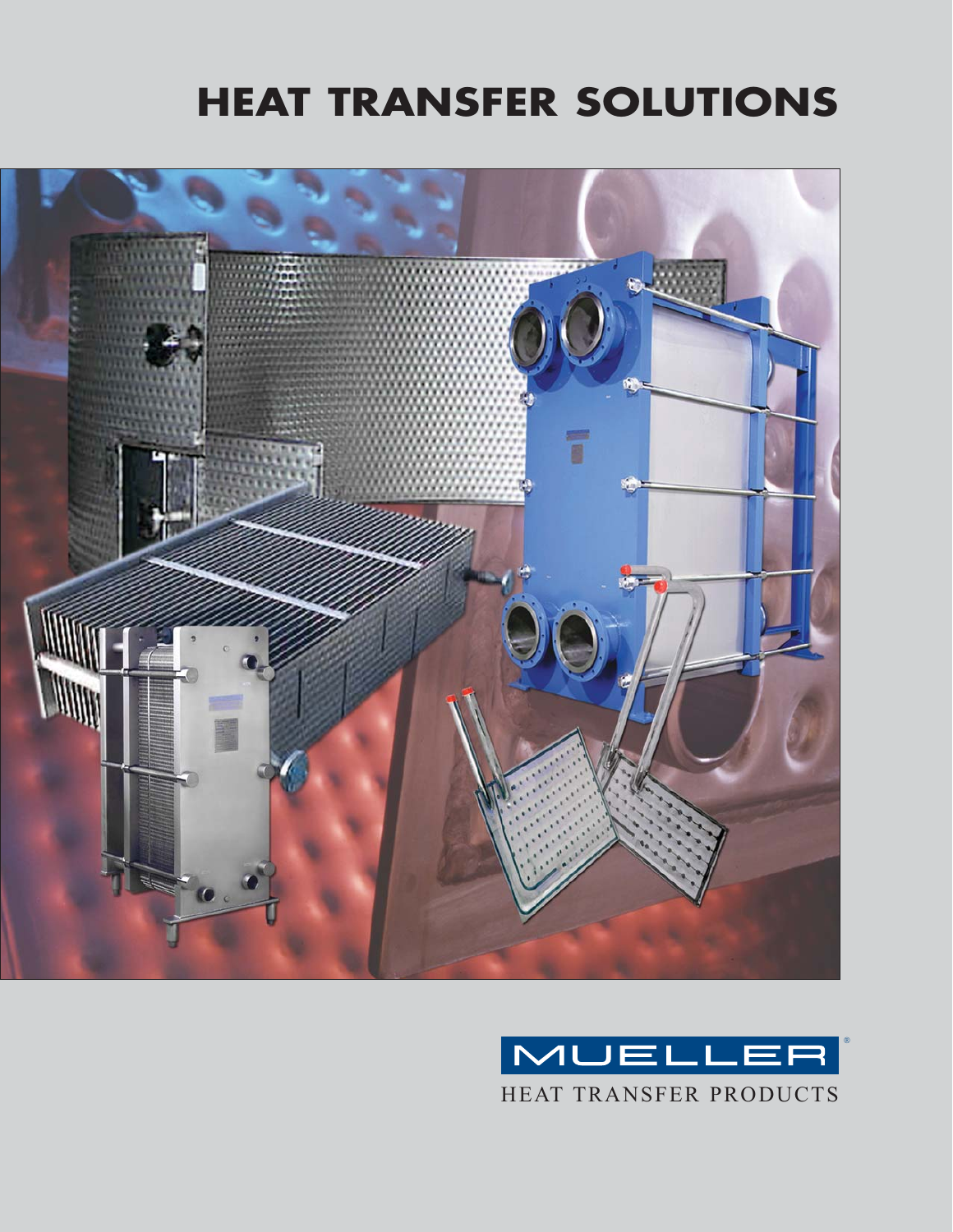# HEAT TRANSFER SOLUTIONS

MUELLER®

HEAT TRANSFER PRODUCTS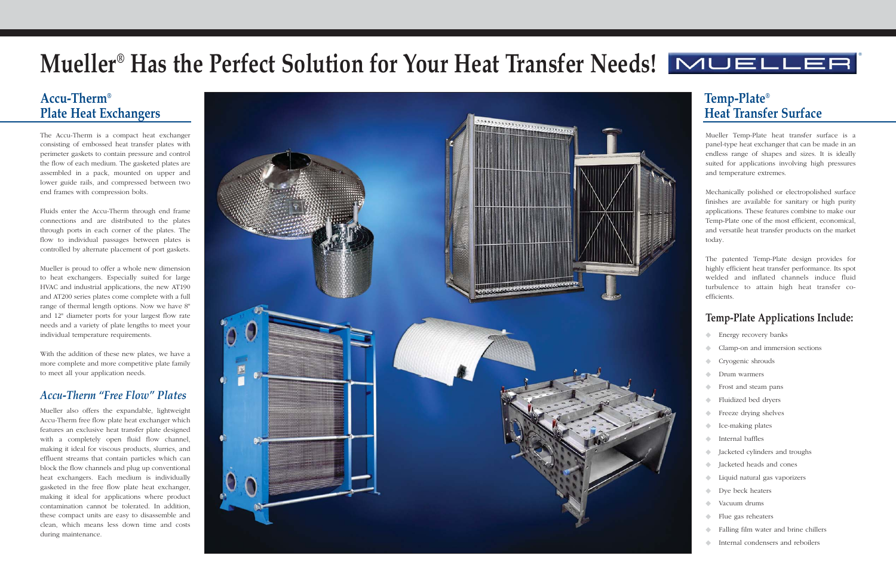# Mueller® Has the Perfect Solution for Your Heat Transfer Needs!

## Accu-Therm® Plate Heat Exchangers

The Accu-Therm is a compact heat exchanger consisting of embossed heat transfer plates with perimeter gaskets to contain pressure and control the flow of each medium. The gasketed plates are assembled in a pack, mounted on upper and lower guide rails, and compressed between two end frames with compression bolts.

Fluids enter the Accu-Therm through end frame connections and are distributed to the plates through ports in each corner of the plates. The flow to individual passages between plates is controlled by alternate placement of port gaskets.

Mueller is proud to offer a whole new dimension to heat exchangers. Especially suited for large HVAC and industrial applications, the new AT190 and AT200 series plates come complete with a full range of thermal length options. Now we have 8" and 12" diameter ports for your largest flow rate needs and a variety of plate lengths to meet your individual temperature requirements.

With the addition of these new plates, we have a more complete and more competitive plate family to meet all your application needs.

### *Accu-Therm "Free Flow" Plates*

Mueller also offers the expandable, lightweight Accu-Therm free flow plate heat exchanger which features an exclusive heat transfer plate designed with a completely open fluid flow channel, making it ideal for viscous products, slurries, and effluent streams that contain particles which can block the flow channels and plug up conventional heat exchangers. Each medium is individually gasketed in the free flow plate heat exchanger, making it ideal for applications where product contamination cannot be tolerated. In addition, these compact units are easy to disassemble and clean, which means less down time and costs during maintenance.

## Temp-Plate® Heat Transfer Surface

Mueller Temp-Plate heat transfer surface is a panel-type heat exchanger that can be made in an endless range of shapes and sizes. It is ideally suited for applications involving high pressures and temperature extremes.

Mechanically polished or electropolished surface finishes are available for sanitary or high purity applications. These features combine to make our Temp-Plate one of the most efficient, economical, and versatile heat transfer products on the market today.

The patented Temp-Plate design provides for highly efficient heat transfer performance. Its spot welded and inflated channels induce fluid turbulence to attain high heat transfer co-efficients.

### Temp-Plate Applications Include:

- Energy recovery banks
- Clamp-on and immersion sections
- Cryogenic shrouds
- Drum warmers
- Frost and steam pans
- Fluidized bed dryers
- Freeze drying shelves
- Ice-making plates
- Internal baffles
- Jacketed cylinders and troughs
- Jacketed heads and cones
- Liquid natural gas vaporizers
- Dye beck heaters
- Vacuum drums
- Flue gas reheaters
- Falling film water and brine chillers
- Internal condensers and reboilers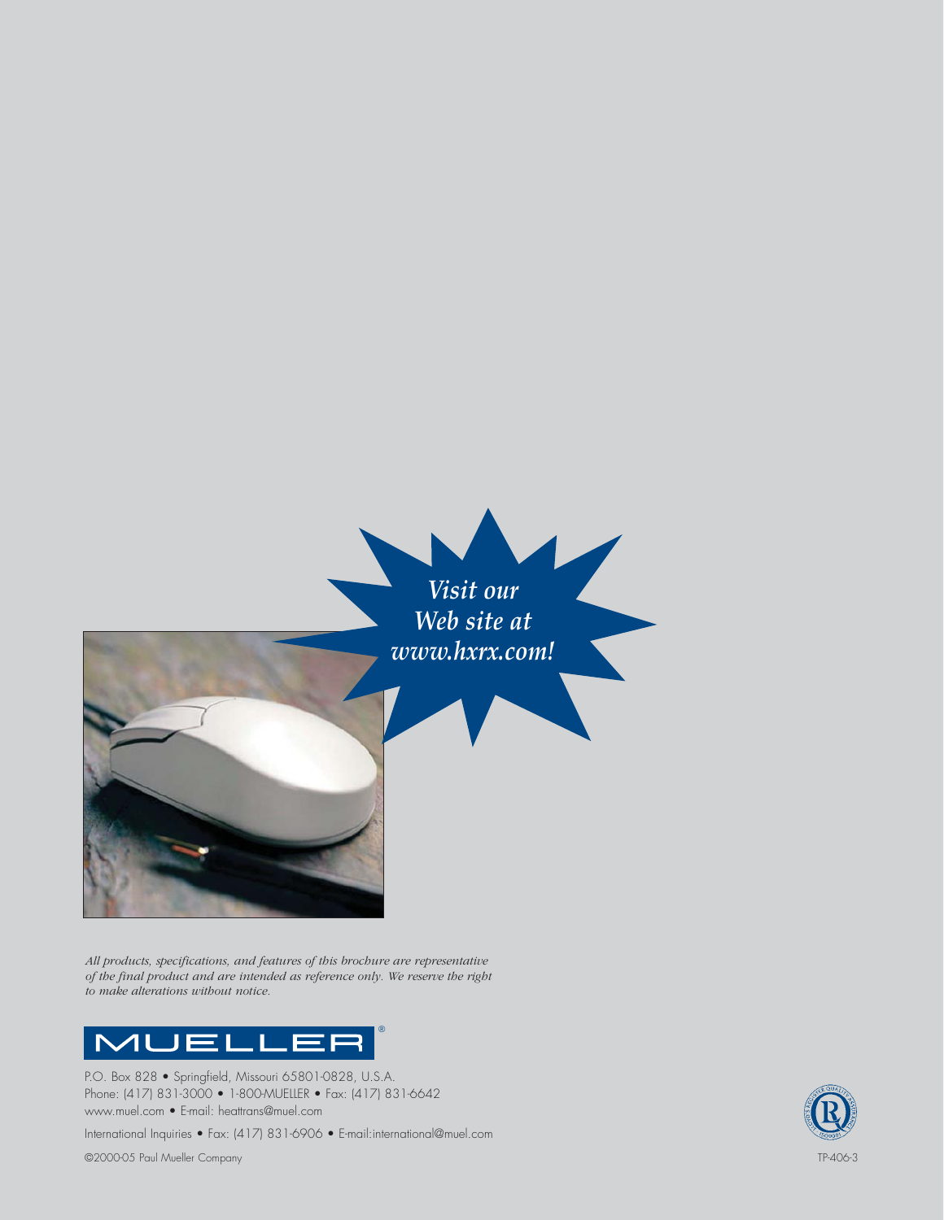*Visit our Web site at www.hxrx.com!*

*All products, specifications, and features of this brochure are representative of the final product and are intended as reference only. We reserve the right to make alterations without notice.*

MUELLER®

P.O. Box 828 • Springfield, Missouri 65801-0828, U.S.A.
Phone: (417) 831-3000 • 1-800-MUELLER • Fax: (417) 831-6642
www.muel.com • E-mail: heattrans@muel.com

International Inquiries • Fax: (417) 831-6906 • E-mail:international@muel.com

©2000-05 Paul Mueller Company

TP-406-3